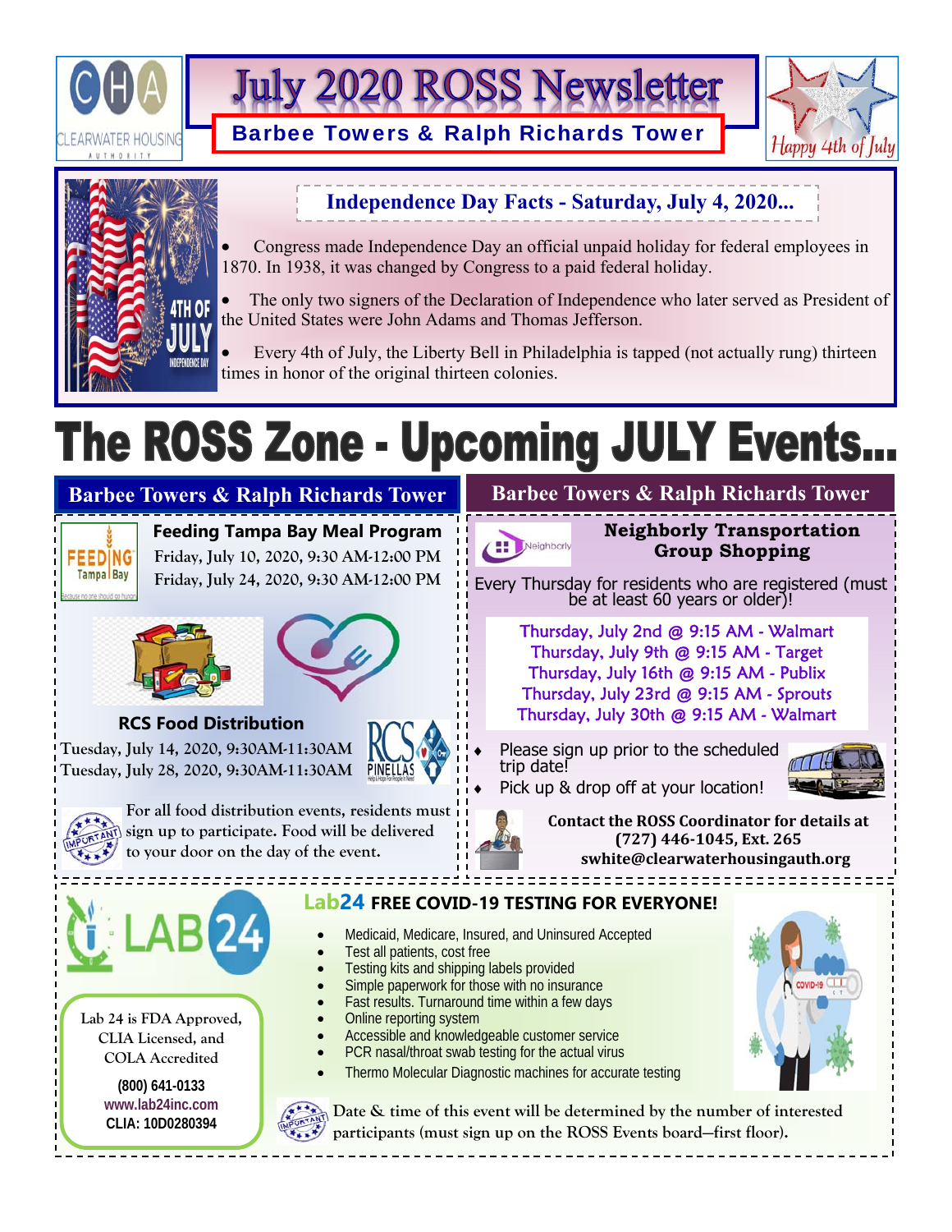# July 2020 ROSS Newsletter

## Barbee Towers & Ralph Richards Tower

Happy 4th of July

### Independence Day Facts - Saturday, July 4, 2020...

- Congress made Independence Day an official unpaid holiday for federal employees in 1870. In 1938, it was changed by Congress to a paid federal holiday.
- The only two signers of the Declaration of Independence who later served as President of the United States were John Adams and Thomas Jefferson.
- Every 4th of July, the Liberty Bell in Philadelphia is tapped (not actually rung) thirteen times in honor of the original thirteen colonies.

# The ROSS Zone - Upcoming JULY Events...

## Barbee Towers & Ralph Richards Tower

### Feeding Tampa Bay Meal Program

Friday, July 10, 2020, 9:30 AM-12:00 PM
Friday, July 24, 2020, 9:30 AM-12:00 PM

### RCS Food Distribution

Tuesday, July 14, 2020, 9:30AM-11:30AM
Tuesday, July 28, 2020, 9:30AM-11:30AM

IMPORTANT: For all food distribution events, residents must sign up to participate. Food will be delivered to your door on the day of the event.

## Barbee Towers & Ralph Richards Tower

### Neighborly Transportation Group Shopping

Every Thursday for residents who are registered (must be at least 60 years or older)!

Thursday, July 2nd @ 9:15 AM - Walmart
Thursday, July 9th @ 9:15 AM - Target
Thursday, July 16th @ 9:15 AM - Publix
Thursday, July 23rd @ 9:15 AM - Sprouts
Thursday, July 30th @ 9:15 AM - Walmart

- Please sign up prior to the scheduled trip date!
- Pick up & drop off at your location!

**Contact the ROSS Coordinator for details at (727) 446-1045, Ext. 265 swhite@clearwaterhousingauth.org**

### Lab24 FREE COVID-19 TESTING FOR EVERYONE!

- Medicaid, Medicare, Insured, and Uninsured Accepted
- Test all patients, cost free
- Testing kits and shipping labels provided
- Simple paperwork for those with no insurance
- Fast results. Turnaround time within a few days
- Online reporting system
- Accessible and knowledgeable customer service
- PCR nasal/throat swab testing for the actual virus
- Thermo Molecular Diagnostic machines for accurate testing

Lab 24 is FDA Approved, CLIA Licensed, and COLA Accredited

(800) 641-0133
www.lab24inc.com
CLIA: 10D0280394

IMPORTANT: Date & time of this event will be determined by the number of interested participants (must sign up on the ROSS Events board—first floor).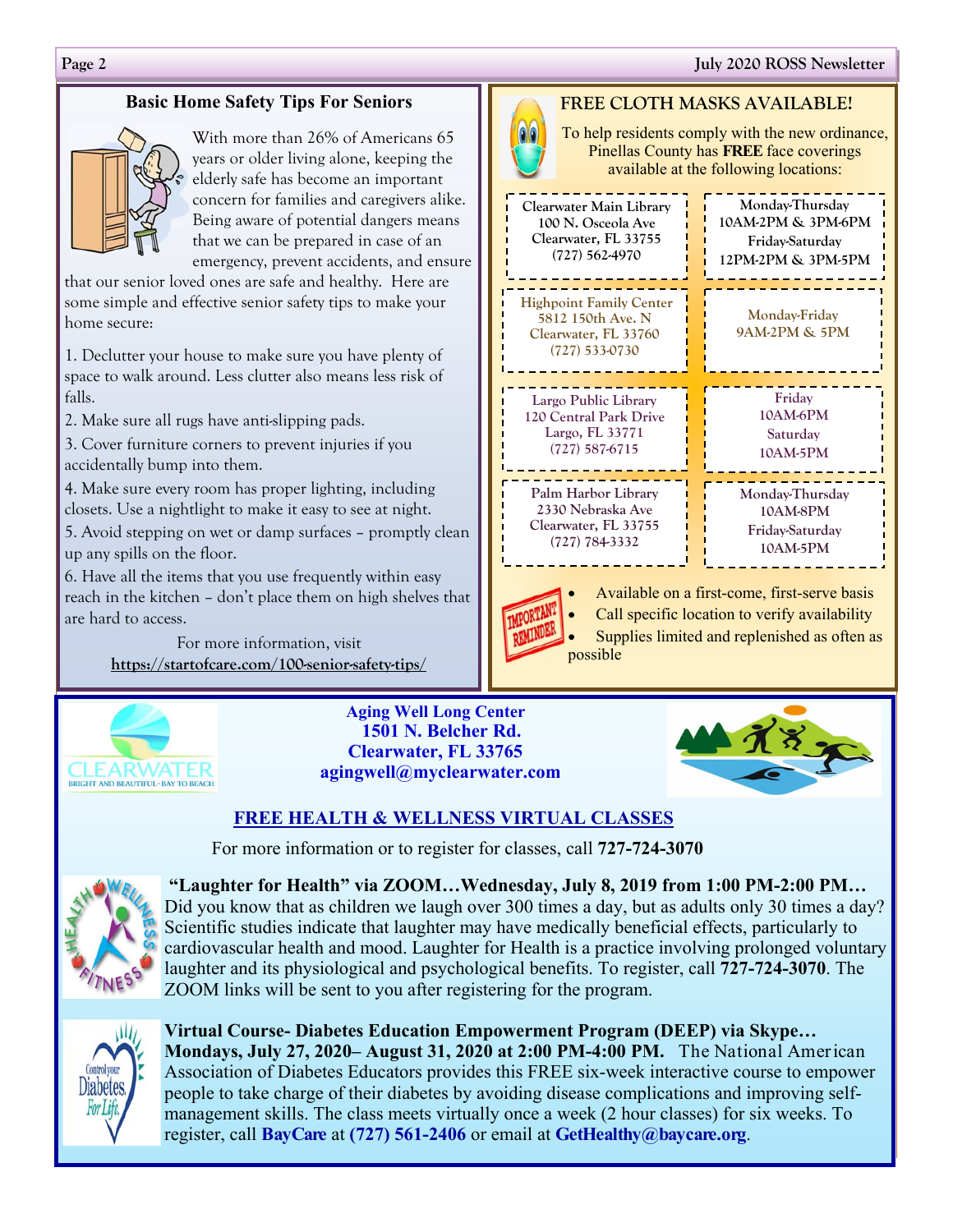## Basic Home Safety Tips For Seniors

With more than 26% of Americans 65 years or older living alone, keeping the elderly safe has become an important concern for families and caregivers alike. Being aware of potential dangers means that we can be prepared in case of an emergency, prevent accidents, and ensure that our senior loved ones are safe and healthy. Here are some simple and effective senior safety tips to make your home secure:

1. Declutter your house to make sure you have plenty of space to walk around. Less clutter also means less risk of falls.
2. Make sure all rugs have anti-slipping pads.
3. Cover furniture corners to prevent injuries if you accidentally bump into them.
4. Make sure every room has proper lighting, including closets. Use a nightlight to make it easy to see at night.
5. Avoid stepping on wet or damp surfaces – promptly clean up any spills on the floor.
6. Have all the items that you use frequently within easy reach in the kitchen – don't place them on high shelves that are hard to access.

For more information, visit
**https://startofcare.com/100-senior-safety-tips/**

## FREE CLOTH MASKS AVAILABLE!

To help residents comply with the new ordinance, Pinellas County has **FREE** face coverings available at the following locations:

| | |
|---|---|
| Clearwater Main Library<br>100 N. Osceola Ave<br>Clearwater, FL 33755<br>(727) 562-4970 | Monday-Thursday<br>10AM-2PM & 3PM-6PM<br>Friday-Saturday<br>12PM-2PM & 3PM-5PM |
| Highpoint Family Center<br>5812 150th Ave. N<br>Clearwater, FL 33760<br>(727) 533-0730 | Monday-Friday<br>9AM-2PM & 5PM |
| Largo Public Library<br>120 Central Park Drive<br>Largo, FL 33771<br>(727) 587-6715 | Friday<br>10AM-6PM<br>Saturday<br>10AM-5PM |
| Palm Harbor Library<br>2330 Nebraska Ave<br>Clearwater, FL 33755<br>(727) 784-3332 | Monday-Thursday<br>10AM-8PM<br>Friday-Saturday<br>10AM-5PM |

IMPORTANT REMINDER

- Available on a first-come, first-serve basis
- Call specific location to verify availability
- Supplies limited and replenished as often as possible

CLEARWATER
BRIGHT AND BEAUTIFUL · BAY TO BEACH

**Aging Well Long Center**
**1501 N. Belcher Rd.**
**Clearwater, FL 33765**
**agingwell@myclearwater.com**

## FREE HEALTH & WELLNESS VIRTUAL CLASSES

For more information or to register for classes, call **727-724-3070**

**"Laughter for Health" via ZOOM…Wednesday, July 8, 2019 from 1:00 PM-2:00 PM…** Did you know that as children we laugh over 300 times a day, but as adults only 30 times a day? Scientific studies indicate that laughter may have medically beneficial effects, particularly to cardiovascular health and mood. Laughter for Health is a practice involving prolonged voluntary laughter and its physiological and psychological benefits. To register, call **727-724-3070**. The ZOOM links will be sent to you after registering for the program.

**Virtual Course- Diabetes Education Empowerment Program (DEEP) via Skype… Mondays, July 27, 2020– August 31, 2020 at 2:00 PM-4:00 PM.** The National American Association of Diabetes Educators provides this FREE six-week interactive course to empower people to take charge of their diabetes by avoiding disease complications and improving self-management skills. The class meets virtually once a week (2 hour classes) for six weeks. To register, call **BayCare** at **(727) 561-2406** or email at **GetHealthy@baycare.org**.